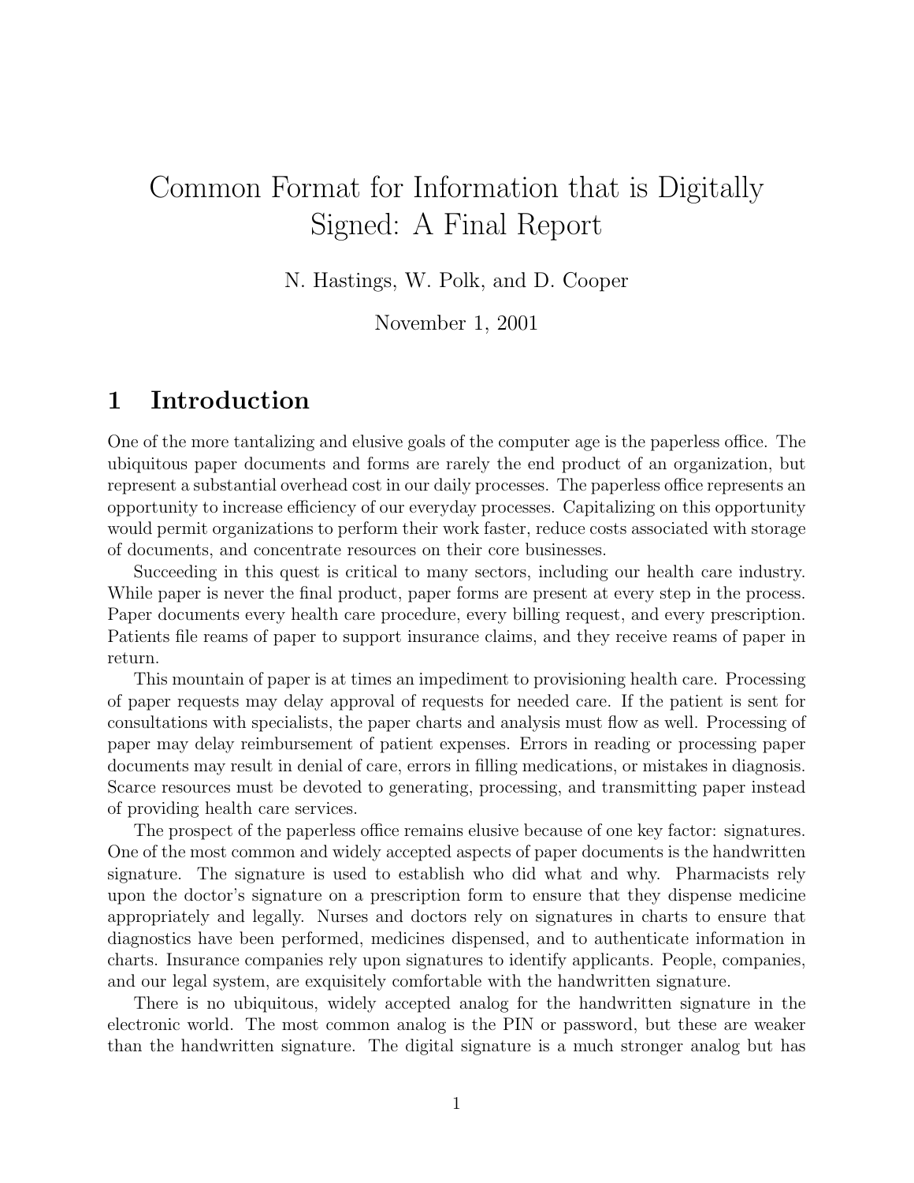# Common Format for Information that is Digitally Signed: A Final Report

N. Hastings, W. Polk, and D. Cooper

November 1, 2001

## 1 Introduction

One of the more tantalizing and elusive goals of the computer age is the paperless office. The ubiquitous paper documents and forms are rarely the end product of an organization, but represent a substantial overhead cost in our daily processes. The paperless office represents an opportunity to increase efficiency of our everyday processes. Capitalizing on this opportunity would permit organizations to perform their work faster, reduce costs associated with storage of documents, and concentrate resources on their core businesses.

Succeeding in this quest is critical to many sectors, including our health care industry. While paper is never the final product, paper forms are present at every step in the process. Paper documents every health care procedure, every billing request, and every prescription. Patients file reams of paper to support insurance claims, and they receive reams of paper in return.

This mountain of paper is at times an impediment to provisioning health care. Processing of paper requests may delay approval of requests for needed care. If the patient is sent for consultations with specialists, the paper charts and analysis must flow as well. Processing of paper may delay reimbursement of patient expenses. Errors in reading or processing paper documents may result in denial of care, errors in filling medications, or mistakes in diagnosis. Scarce resources must be devoted to generating, processing, and transmitting paper instead of providing health care services.

The prospect of the paperless office remains elusive because of one key factor: signatures. One of the most common and widely accepted aspects of paper documents is the handwritten signature. The signature is used to establish who did what and why. Pharmacists rely upon the doctor's signature on a prescription form to ensure that they dispense medicine appropriately and legally. Nurses and doctors rely on signatures in charts to ensure that diagnostics have been performed, medicines dispensed, and to authenticate information in charts. Insurance companies rely upon signatures to identify applicants. People, companies, and our legal system, are exquisitely comfortable with the handwritten signature.

There is no ubiquitous, widely accepted analog for the handwritten signature in the electronic world. The most common analog is the PIN or password, but these are weaker than the handwritten signature. The digital signature is a much stronger analog but has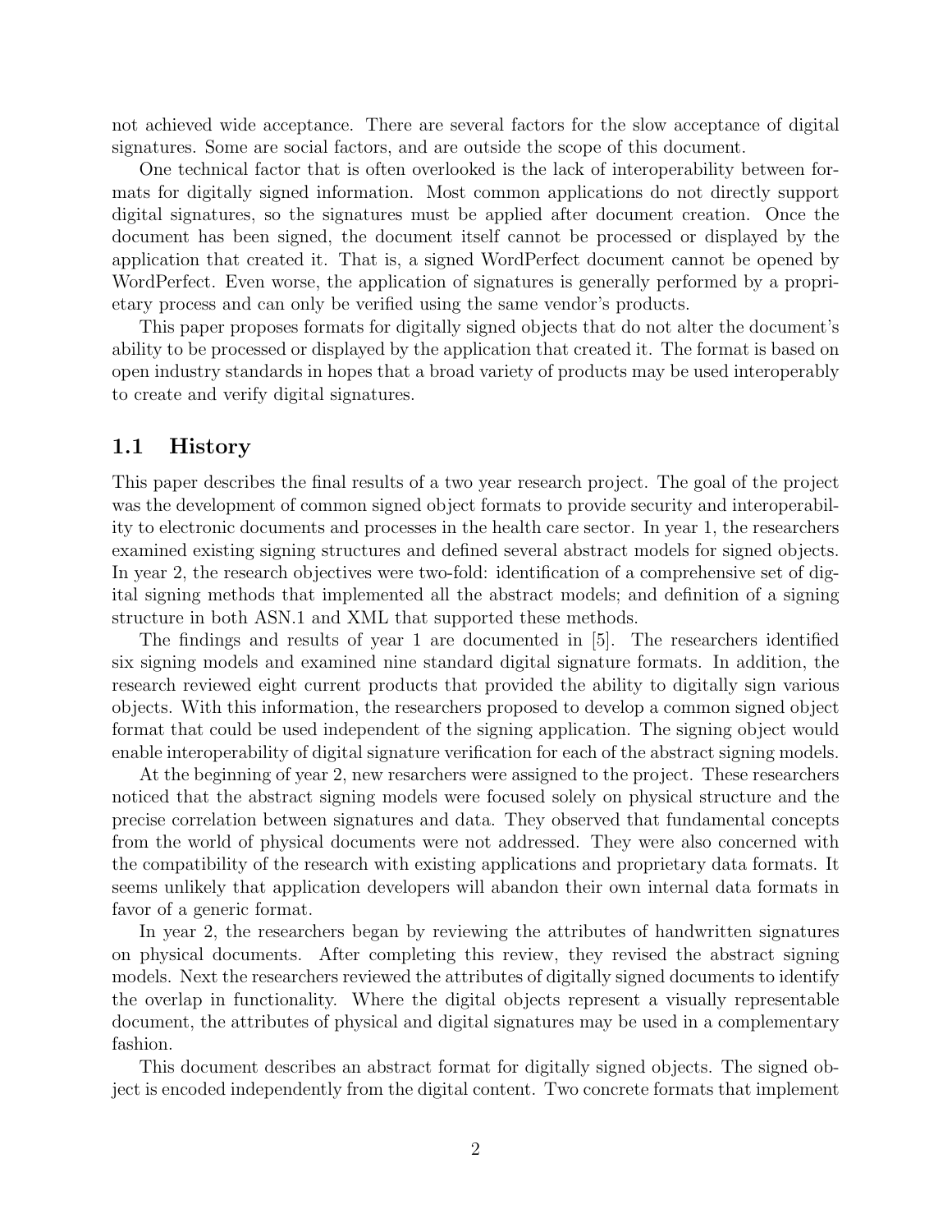not achieved wide acceptance. There are several factors for the slow acceptance of digital signatures. Some are social factors, and are outside the scope of this document.

One technical factor that is often overlooked is the lack of interoperability between formats for digitally signed information. Most common applications do not directly support digital signatures, so the signatures must be applied after document creation. Once the document has been signed, the document itself cannot be processed or displayed by the application that created it. That is, a signed WordPerfect document cannot be opened by WordPerfect. Even worse, the application of signatures is generally performed by a proprietary process and can only be verified using the same vendor's products.

This paper proposes formats for digitally signed objects that do not alter the document's ability to be processed or displayed by the application that created it. The format is based on open industry standards in hopes that a broad variety of products may be used interoperably to create and verify digital signatures.

## 1.1 History

This paper describes the final results of a two year research project. The goal of the project was the development of common signed object formats to provide security and interoperability to electronic documents and processes in the health care sector. In year 1, the researchers examined existing signing structures and defined several abstract models for signed objects. In year 2, the research objectives were two-fold: identification of a comprehensive set of digital signing methods that implemented all the abstract models; and definition of a signing structure in both ASN.1 and XML that supported these methods.

The findings and results of year 1 are documented in [5]. The researchers identified six signing models and examined nine standard digital signature formats. In addition, the research reviewed eight current products that provided the ability to digitally sign various objects. With this information, the researchers proposed to develop a common signed object format that could be used independent of the signing application. The signing object would enable interoperability of digital signature verification for each of the abstract signing models.

At the beginning of year 2, new resarchers were assigned to the project. These researchers noticed that the abstract signing models were focused solely on physical structure and the precise correlation between signatures and data. They observed that fundamental concepts from the world of physical documents were not addressed. They were also concerned with the compatibility of the research with existing applications and proprietary data formats. It seems unlikely that application developers will abandon their own internal data formats in favor of a generic format.

In year 2, the researchers began by reviewing the attributes of handwritten signatures on physical documents. After completing this review, they revised the abstract signing models. Next the researchers reviewed the attributes of digitally signed documents to identify the overlap in functionality. Where the digital objects represent a visually representable document, the attributes of physical and digital signatures may be used in a complementary fashion.

This document describes an abstract format for digitally signed objects. The signed object is encoded independently from the digital content. Two concrete formats that implement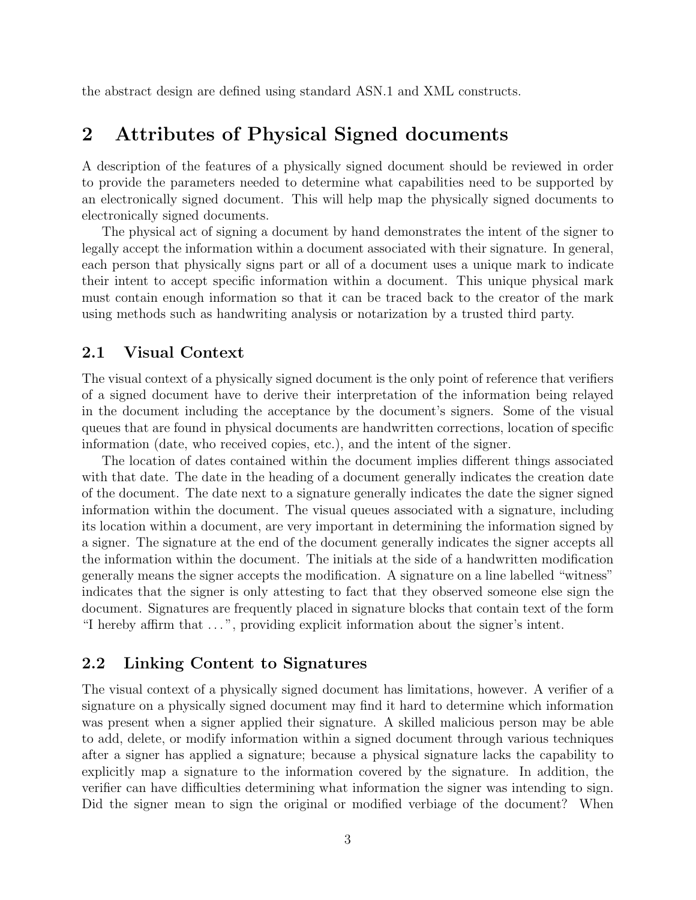the abstract design are defined using standard ASN.1 and XML constructs.

## 2 Attributes of Physical Signed documents

A description of the features of a physically signed document should be reviewed in order to provide the parameters needed to determine what capabilities need to be supported by an electronically signed document. This will help map the physically signed documents to electronically signed documents.

The physical act of signing a document by hand demonstrates the intent of the signer to legally accept the information within a document associated with their signature. In general, each person that physically signs part or all of a document uses a unique mark to indicate their intent to accept specific information within a document. This unique physical mark must contain enough information so that it can be traced back to the creator of the mark using methods such as handwriting analysis or notarization by a trusted third party.

### 2.1 Visual Context

The visual context of a physically signed document is the only point of reference that verifiers of a signed document have to derive their interpretation of the information being relayed in the document including the acceptance by the document's signers. Some of the visual queues that are found in physical documents are handwritten corrections, location of specific information (date, who received copies, etc.), and the intent of the signer.

The location of dates contained within the document implies different things associated with that date. The date in the heading of a document generally indicates the creation date of the document. The date next to a signature generally indicates the date the signer signed information within the document. The visual queues associated with a signature, including its location within a document, are very important in determining the information signed by a signer. The signature at the end of the document generally indicates the signer accepts all the information within the document. The initials at the side of a handwritten modification generally means the signer accepts the modification. A signature on a line labelled "witness" indicates that the signer is only attesting to fact that they observed someone else sign the document. Signatures are frequently placed in signature blocks that contain text of the form "I hereby affirm that ...", providing explicit information about the signer's intent.

### 2.2 Linking Content to Signatures

The visual context of a physically signed document has limitations, however. A verifier of a signature on a physically signed document may find it hard to determine which information was present when a signer applied their signature. A skilled malicious person may be able to add, delete, or modify information within a signed document through various techniques after a signer has applied a signature; because a physical signature lacks the capability to explicitly map a signature to the information covered by the signature. In addition, the verifier can have difficulties determining what information the signer was intending to sign. Did the signer mean to sign the original or modified verbiage of the document? When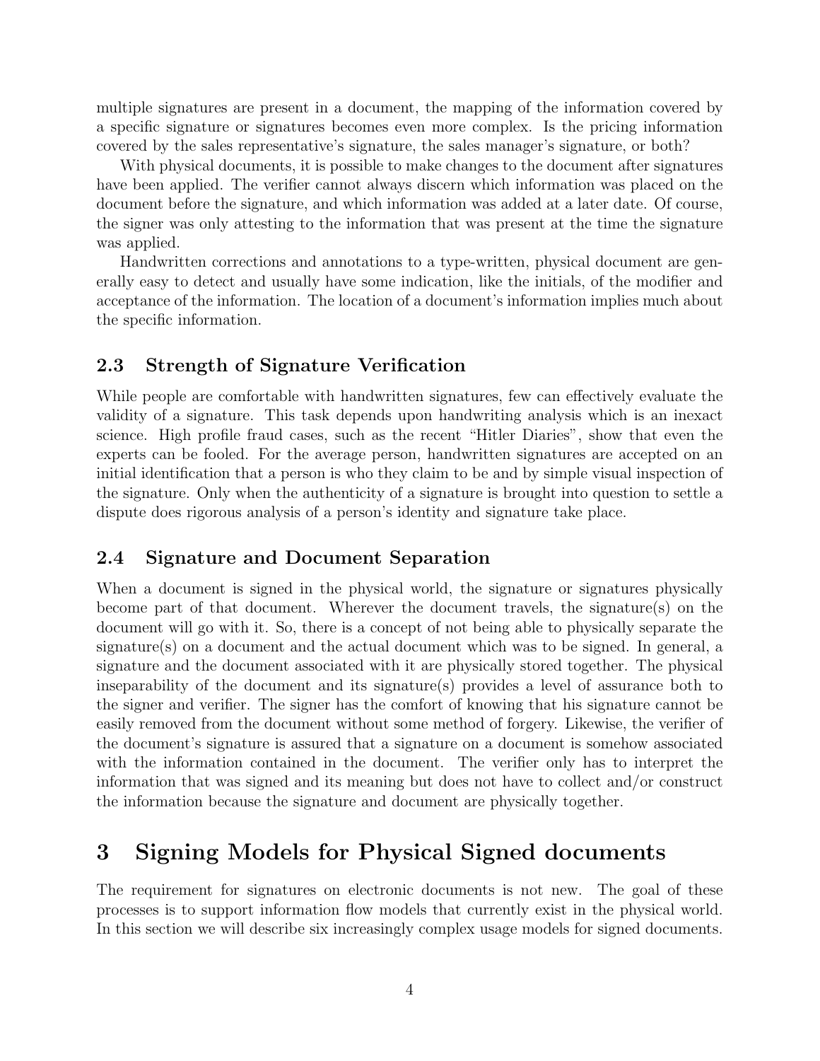multiple signatures are present in a document, the mapping of the information covered by a specific signature or signatures becomes even more complex. Is the pricing information covered by the sales representative's signature, the sales manager's signature, or both?

With physical documents, it is possible to make changes to the document after signatures have been applied. The verifier cannot always discern which information was placed on the document before the signature, and which information was added at a later date. Of course, the signer was only attesting to the information that was present at the time the signature was applied.

Handwritten corrections and annotations to a type-written, physical document are generally easy to detect and usually have some indication, like the initials, of the modifier and acceptance of the information. The location of a document's information implies much about the specific information.

### 2.3 Strength of Signature Verification

While people are comfortable with handwritten signatures, few can effectively evaluate the validity of a signature. This task depends upon handwriting analysis which is an inexact science. High profile fraud cases, such as the recent "Hitler Diaries", show that even the experts can be fooled. For the average person, handwritten signatures are accepted on an initial identification that a person is who they claim to be and by simple visual inspection of the signature. Only when the authenticity of a signature is brought into question to settle a dispute does rigorous analysis of a person's identity and signature take place.

### 2.4 Signature and Document Separation

When a document is signed in the physical world, the signature or signatures physically become part of that document. Wherever the document travels, the signature(s) on the document will go with it. So, there is a concept of not being able to physically separate the signature(s) on a document and the actual document which was to be signed. In general, a signature and the document associated with it are physically stored together. The physical inseparability of the document and its signature(s) provides a level of assurance both to the signer and verifier. The signer has the comfort of knowing that his signature cannot be easily removed from the document without some method of forgery. Likewise, the verifier of the document's signature is assured that a signature on a document is somehow associated with the information contained in the document. The verifier only has to interpret the information that was signed and its meaning but does not have to collect and/or construct the information because the signature and document are physically together.

## 3 Signing Models for Physical Signed documents

The requirement for signatures on electronic documents is not new. The goal of these processes is to support information flow models that currently exist in the physical world. In this section we will describe six increasingly complex usage models for signed documents.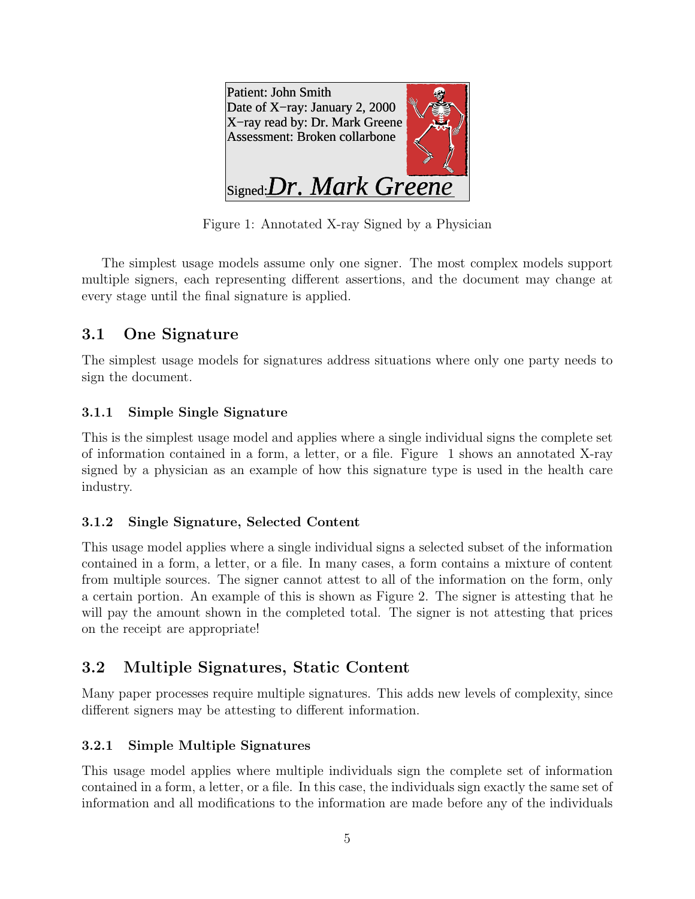Patient: John Smith
Date of X−ray: January 2, 2000
X−ray read by: Dr. Mark Greene
Assessment: Broken collarbone

Signed: *Dr. Mark Greene*

Figure 1: Annotated X-ray Signed by a Physician

The simplest usage models assume only one signer. The most complex models support multiple signers, each representing different assertions, and the document may change at every stage until the final signature is applied.

## 3.1 One Signature

The simplest usage models for signatures address situations where only one party needs to sign the document.

### 3.1.1 Simple Single Signature

This is the simplest usage model and applies where a single individual signs the complete set of information contained in a form, a letter, or a file. Figure 1 shows an annotated X-ray signed by a physician as an example of how this signature type is used in the health care industry.

### 3.1.2 Single Signature, Selected Content

This usage model applies where a single individual signs a selected subset of the information contained in a form, a letter, or a file. In many cases, a form contains a mixture of content from multiple sources. The signer cannot attest to all of the information on the form, only a certain portion. An example of this is shown as Figure 2. The signer is attesting that he will pay the amount shown in the completed total. The signer is not attesting that prices on the receipt are appropriate!

## 3.2 Multiple Signatures, Static Content

Many paper processes require multiple signatures. This adds new levels of complexity, since different signers may be attesting to different information.

### 3.2.1 Simple Multiple Signatures

This usage model applies where multiple individuals sign the complete set of information contained in a form, a letter, or a file. In this case, the individuals sign exactly the same set of information and all modifications to the information are made before any of the individuals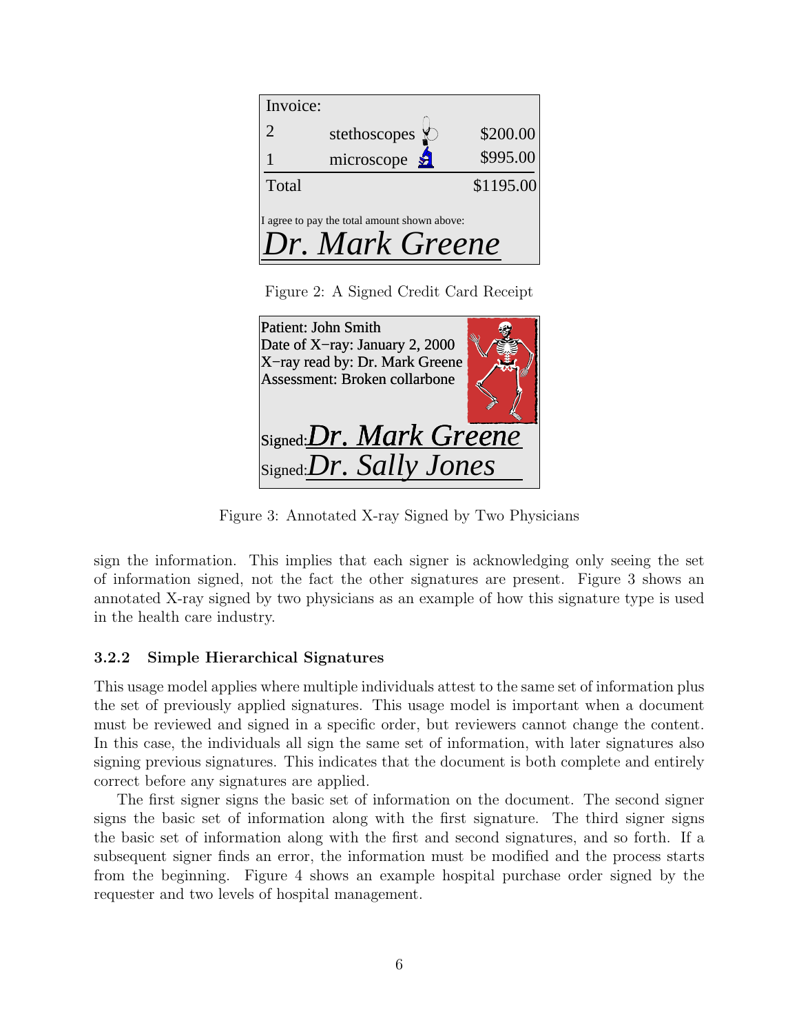| Invoice: | | |
|---|---|---|
| 2 | stethoscopes | $200.00 |
| 1 | microscope | $995.00 |
| Total | | $1195.00 |

I agree to pay the total amount shown above:

*Dr. Mark Greene*

Figure 2: A Signed Credit Card Receipt

Patient: John Smith
Date of X−ray: January 2, 2000
X−ray read by: Dr. Mark Greene
Assessment: Broken collarbone

Signed: *Dr. Mark Greene*
Signed: *Dr. Sally Jones*

Figure 3: Annotated X-ray Signed by Two Physicians

sign the information. This implies that each signer is acknowledging only seeing the set of information signed, not the fact the other signatures are present. Figure 3 shows an annotated X-ray signed by two physicians as an example of how this signature type is used in the health care industry.

### 3.2.2 Simple Hierarchical Signatures

This usage model applies where multiple individuals attest to the same set of information plus the set of previously applied signatures. This usage model is important when a document must be reviewed and signed in a specific order, but reviewers cannot change the content. In this case, the individuals all sign the same set of information, with later signatures also signing previous signatures. This indicates that the document is both complete and entirely correct before any signatures are applied.

The first signer signs the basic set of information on the document. The second signer signs the basic set of information along with the first signature. The third signer signs the basic set of information along with the first and second signatures, and so forth. If a subsequent signer finds an error, the information must be modified and the process starts from the beginning. Figure 4 shows an example hospital purchase order signed by the requester and two levels of hospital management.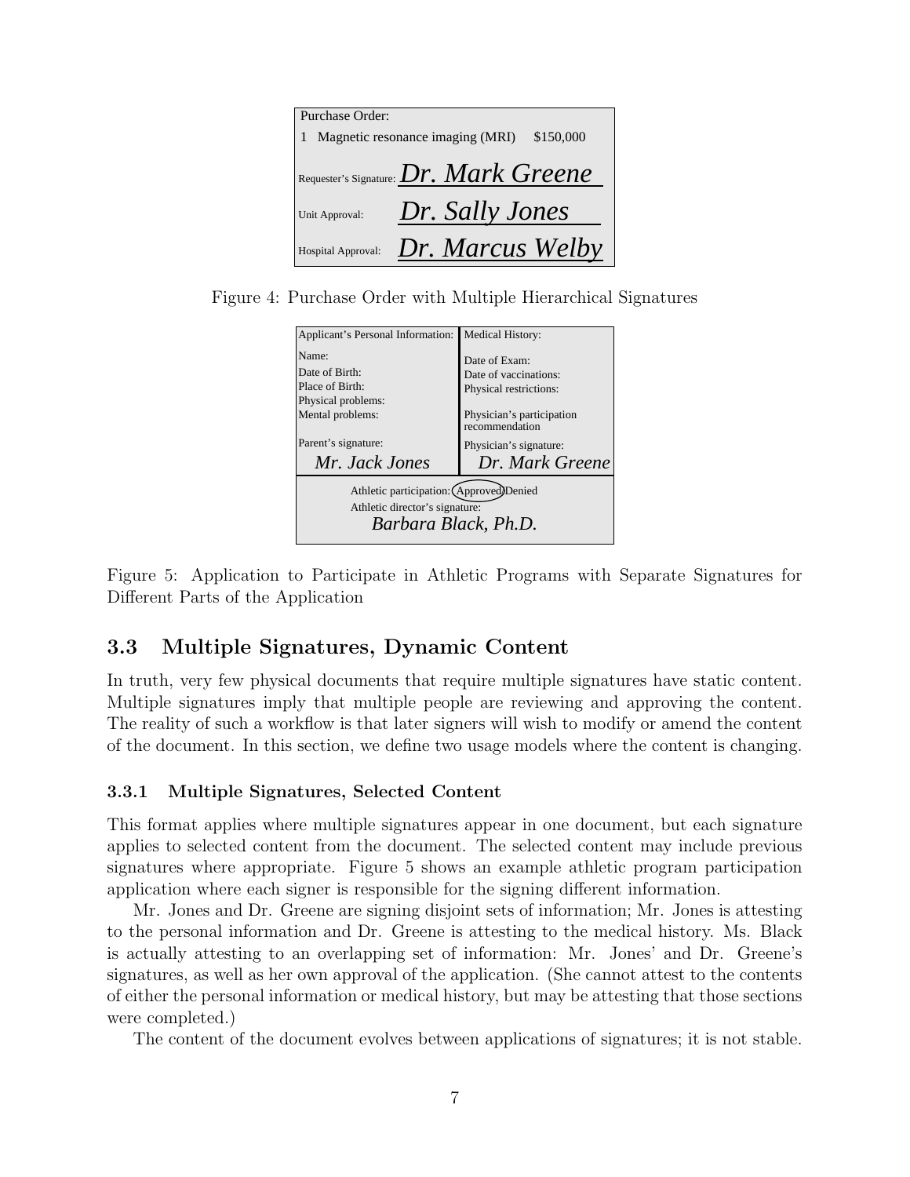| Purchase Order: | |
|---|---|
| 1 Magnetic resonance imaging (MRI) | $150,000 |
| Requester's Signature: | *Dr. Mark Greene* |
| Unit Approval: | *Dr. Sally Jones* |
| Hospital Approval: | *Dr. Marcus Welby* |

Figure 4: Purchase Order with Multiple Hierarchical Signatures

| Applicant's Personal Information: | Medical History: |
|---|---|
| Name: | Date of Exam: |
| Date of Birth: | Date of vaccinations: |
| Place of Birth: | Physical restrictions: |
| Physical problems: | |
| Mental problems: | Physician's participation recommendation |
| Parent's signature: *Mr. Jack Jones* | Physician's signature: *Dr. Mark Greene* |
| Athletic participation: (Approved) Denied<br>Athletic director's signature:<br>*Barbara Black, Ph.D.* | |

Figure 5: Application to Participate in Athletic Programs with Separate Signatures for Different Parts of the Application

## 3.3 Multiple Signatures, Dynamic Content

In truth, very few physical documents that require multiple signatures have static content. Multiple signatures imply that multiple people are reviewing and approving the content. The reality of such a workflow is that later signers will wish to modify or amend the content of the document. In this section, we define two usage models where the content is changing.

### 3.3.1 Multiple Signatures, Selected Content

This format applies where multiple signatures appear in one document, but each signature applies to selected content from the document. The selected content may include previous signatures where appropriate. Figure 5 shows an example athletic program participation application where each signer is responsible for the signing different information.

Mr. Jones and Dr. Greene are signing disjoint sets of information; Mr. Jones is attesting to the personal information and Dr. Greene is attesting to the medical history. Ms. Black is actually attesting to an overlapping set of information: Mr. Jones' and Dr. Greene's signatures, as well as her own approval of the application. (She cannot attest to the contents of either the personal information or medical history, but may be attesting that those sections were completed.)

The content of the document evolves between applications of signatures; it is not stable.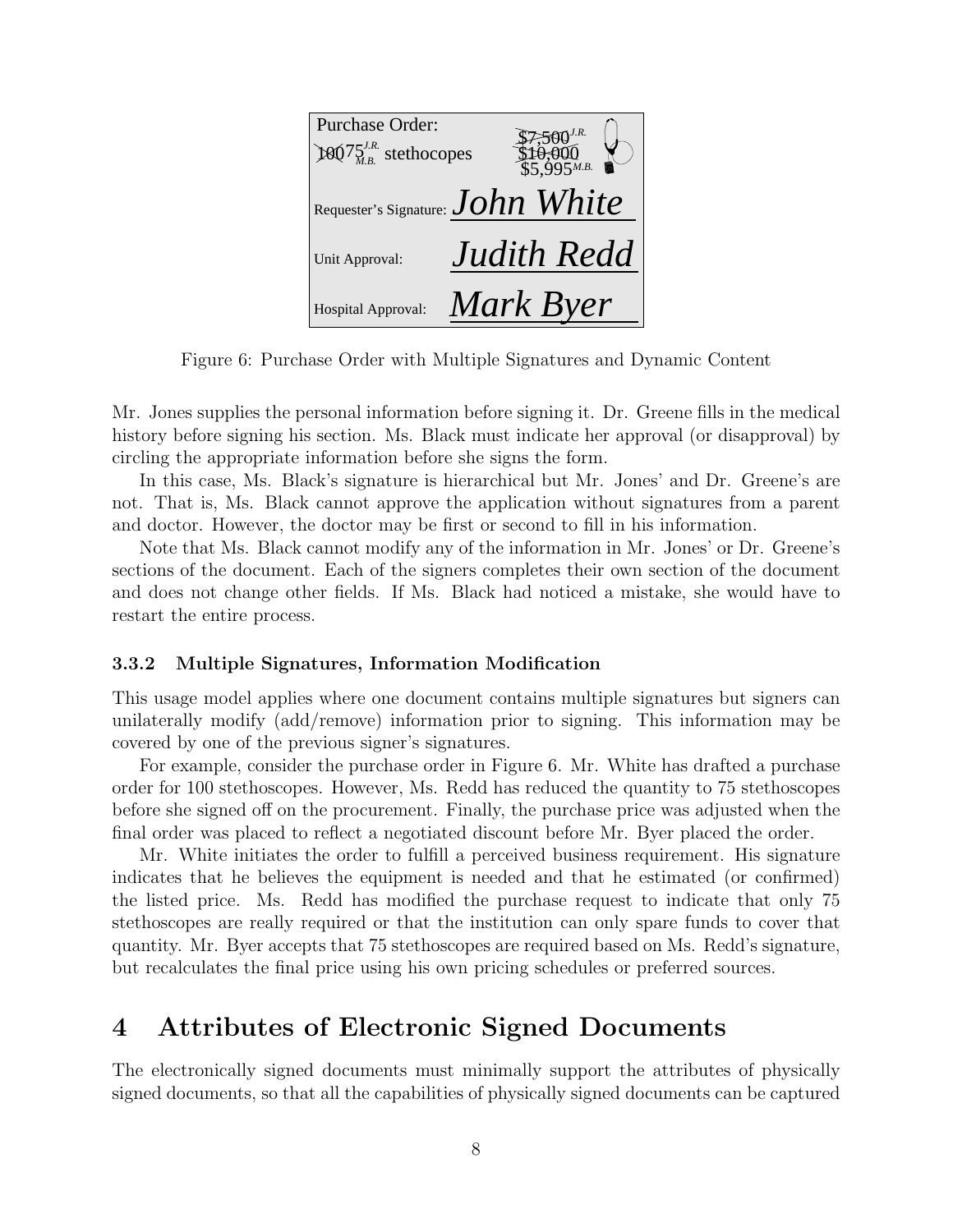Figure 6: Purchase Order with Multiple Signatures and Dynamic Content

Mr. Jones supplies the personal information before signing it. Dr. Greene fills in the medical history before signing his section. Ms. Black must indicate her approval (or disapproval) by circling the appropriate information before she signs the form.

In this case, Ms. Black's signature is hierarchical but Mr. Jones' and Dr. Greene's are not. That is, Ms. Black cannot approve the application without signatures from a parent and doctor. However, the doctor may be first or second to fill in his information.

Note that Ms. Black cannot modify any of the information in Mr. Jones' or Dr. Greene's sections of the document. Each of the signers completes their own section of the document and does not change other fields. If Ms. Black had noticed a mistake, she would have to restart the entire process.

### 3.3.2 Multiple Signatures, Information Modification

This usage model applies where one document contains multiple signatures but signers can unilaterally modify (add/remove) information prior to signing. This information may be covered by one of the previous signer's signatures.

For example, consider the purchase order in Figure 6. Mr. White has drafted a purchase order for 100 stethoscopes. However, Ms. Redd has reduced the quantity to 75 stethoscopes before she signed off on the procurement. Finally, the purchase price was adjusted when the final order was placed to reflect a negotiated discount before Mr. Byer placed the order.

Mr. White initiates the order to fulfill a perceived business requirement. His signature indicates that he believes the equipment is needed and that he estimated (or confirmed) the listed price. Ms. Redd has modified the purchase request to indicate that only 75 stethoscopes are really required or that the institution can only spare funds to cover that quantity. Mr. Byer accepts that 75 stethoscopes are required based on Ms. Redd's signature, but recalculates the final price using his own pricing schedules or preferred sources.

## 4 Attributes of Electronic Signed Documents

The electronically signed documents must minimally support the attributes of physically signed documents, so that all the capabilities of physically signed documents can be captured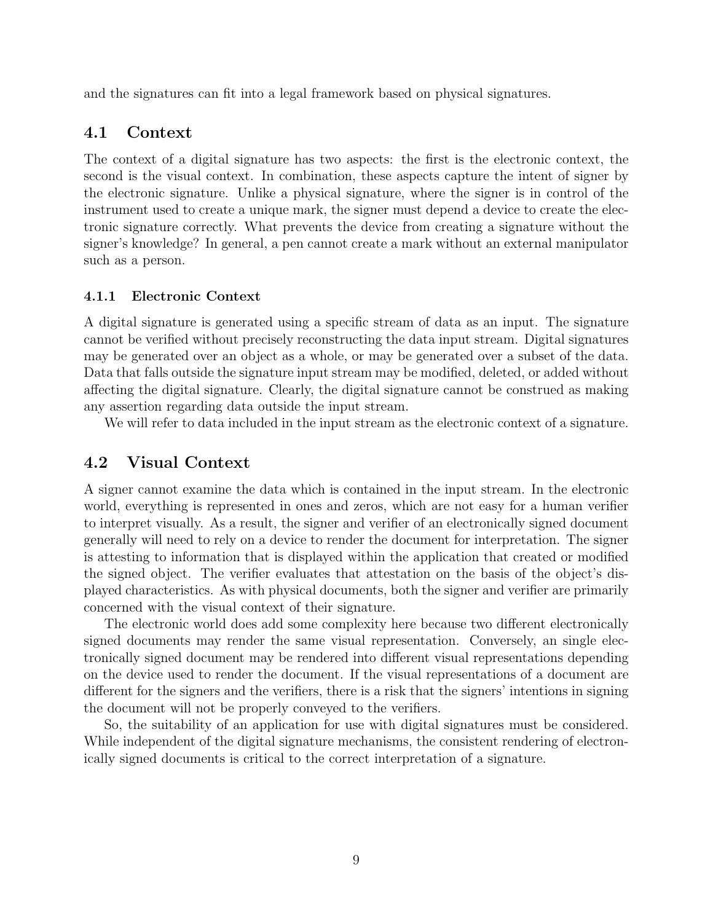and the signatures can fit into a legal framework based on physical signatures.

## 4.1 Context

The context of a digital signature has two aspects: the first is the electronic context, the second is the visual context. In combination, these aspects capture the intent of signer by the electronic signature. Unlike a physical signature, where the signer is in control of the instrument used to create a unique mark, the signer must depend a device to create the electronic signature correctly. What prevents the device from creating a signature without the signer's knowledge? In general, a pen cannot create a mark without an external manipulator such as a person.

### 4.1.1 Electronic Context

A digital signature is generated using a specific stream of data as an input. The signature cannot be verified without precisely reconstructing the data input stream. Digital signatures may be generated over an object as a whole, or may be generated over a subset of the data. Data that falls outside the signature input stream may be modified, deleted, or added without affecting the digital signature. Clearly, the digital signature cannot be construed as making any assertion regarding data outside the input stream.

We will refer to data included in the input stream as the electronic context of a signature.

## 4.2 Visual Context

A signer cannot examine the data which is contained in the input stream. In the electronic world, everything is represented in ones and zeros, which are not easy for a human verifier to interpret visually. As a result, the signer and verifier of an electronically signed document generally will need to rely on a device to render the document for interpretation. The signer is attesting to information that is displayed within the application that created or modified the signed object. The verifier evaluates that attestation on the basis of the object's displayed characteristics. As with physical documents, both the signer and verifier are primarily concerned with the visual context of their signature.

The electronic world does add some complexity here because two different electronically signed documents may render the same visual representation. Conversely, an single electronically signed document may be rendered into different visual representations depending on the device used to render the document. If the visual representations of a document are different for the signers and the verifiers, there is a risk that the signers' intentions in signing the document will not be properly conveyed to the verifiers.

So, the suitability of an application for use with digital signatures must be considered. While independent of the digital signature mechanisms, the consistent rendering of electronically signed documents is critical to the correct interpretation of a signature.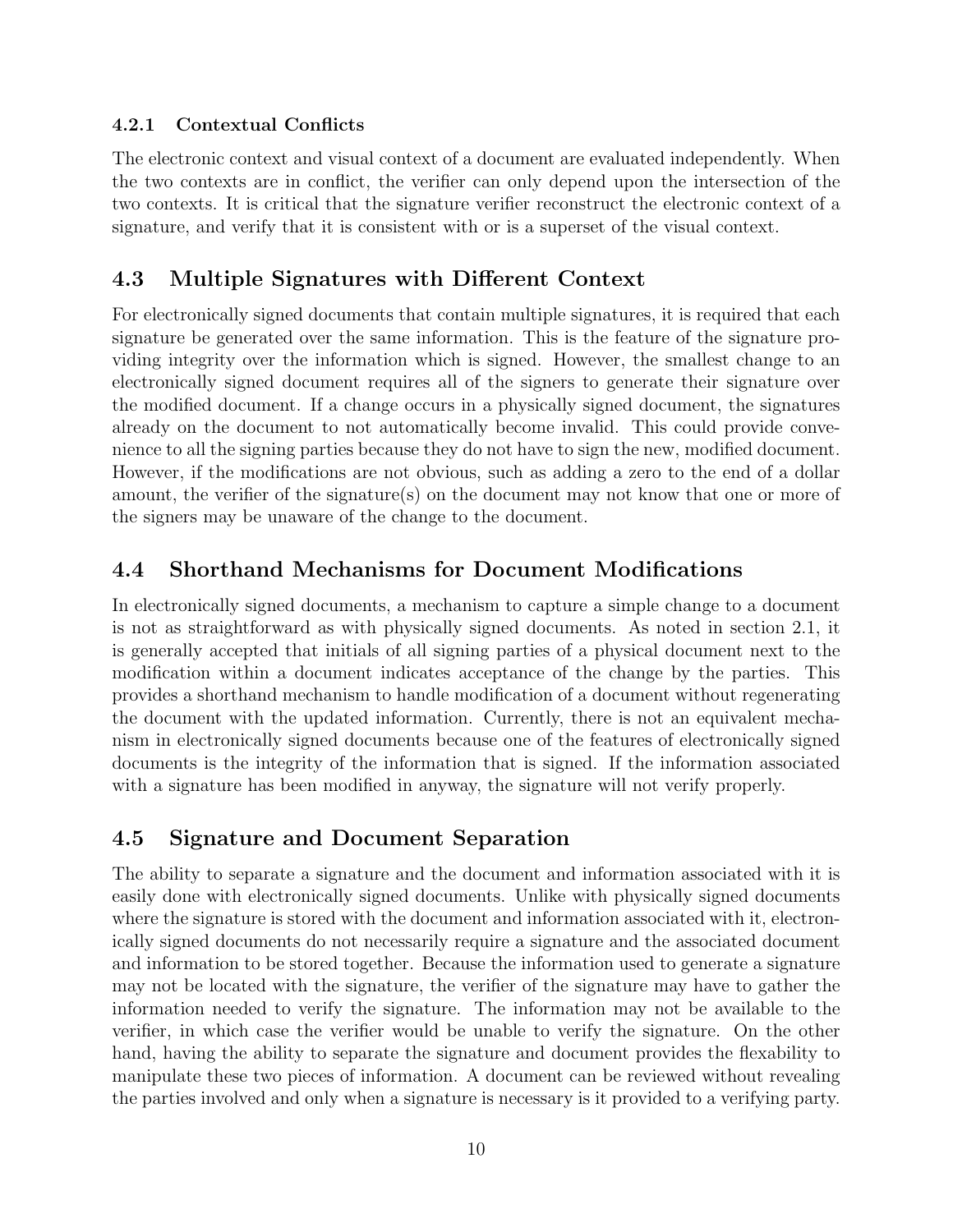#### 4.2.1 Contextual Conflicts

The electronic context and visual context of a document are evaluated independently. When the two contexts are in conflict, the verifier can only depend upon the intersection of the two contexts. It is critical that the signature verifier reconstruct the electronic context of a signature, and verify that it is consistent with or is a superset of the visual context.

### 4.3 Multiple Signatures with Different Context

For electronically signed documents that contain multiple signatures, it is required that each signature be generated over the same information. This is the feature of the signature providing integrity over the information which is signed. However, the smallest change to an electronically signed document requires all of the signers to generate their signature over the modified document. If a change occurs in a physically signed document, the signatures already on the document to not automatically become invalid. This could provide convenience to all the signing parties because they do not have to sign the new, modified document. However, if the modifications are not obvious, such as adding a zero to the end of a dollar amount, the verifier of the signature(s) on the document may not know that one or more of the signers may be unaware of the change to the document.

### 4.4 Shorthand Mechanisms for Document Modifications

In electronically signed documents, a mechanism to capture a simple change to a document is not as straightforward as with physically signed documents. As noted in section 2.1, it is generally accepted that initials of all signing parties of a physical document next to the modification within a document indicates acceptance of the change by the parties. This provides a shorthand mechanism to handle modification of a document without regenerating the document with the updated information. Currently, there is not an equivalent mechanism in electronically signed documents because one of the features of electronically signed documents is the integrity of the information that is signed. If the information associated with a signature has been modified in anyway, the signature will not verify properly.

### 4.5 Signature and Document Separation

The ability to separate a signature and the document and information associated with it is easily done with electronically signed documents. Unlike with physically signed documents where the signature is stored with the document and information associated with it, electronically signed documents do not necessarily require a signature and the associated document and information to be stored together. Because the information used to generate a signature may not be located with the signature, the verifier of the signature may have to gather the information needed to verify the signature. The information may not be available to the verifier, in which case the verifier would be unable to verify the signature. On the other hand, having the ability to separate the signature and document provides the flexability to manipulate these two pieces of information. A document can be reviewed without revealing the parties involved and only when a signature is necessary is it provided to a verifying party.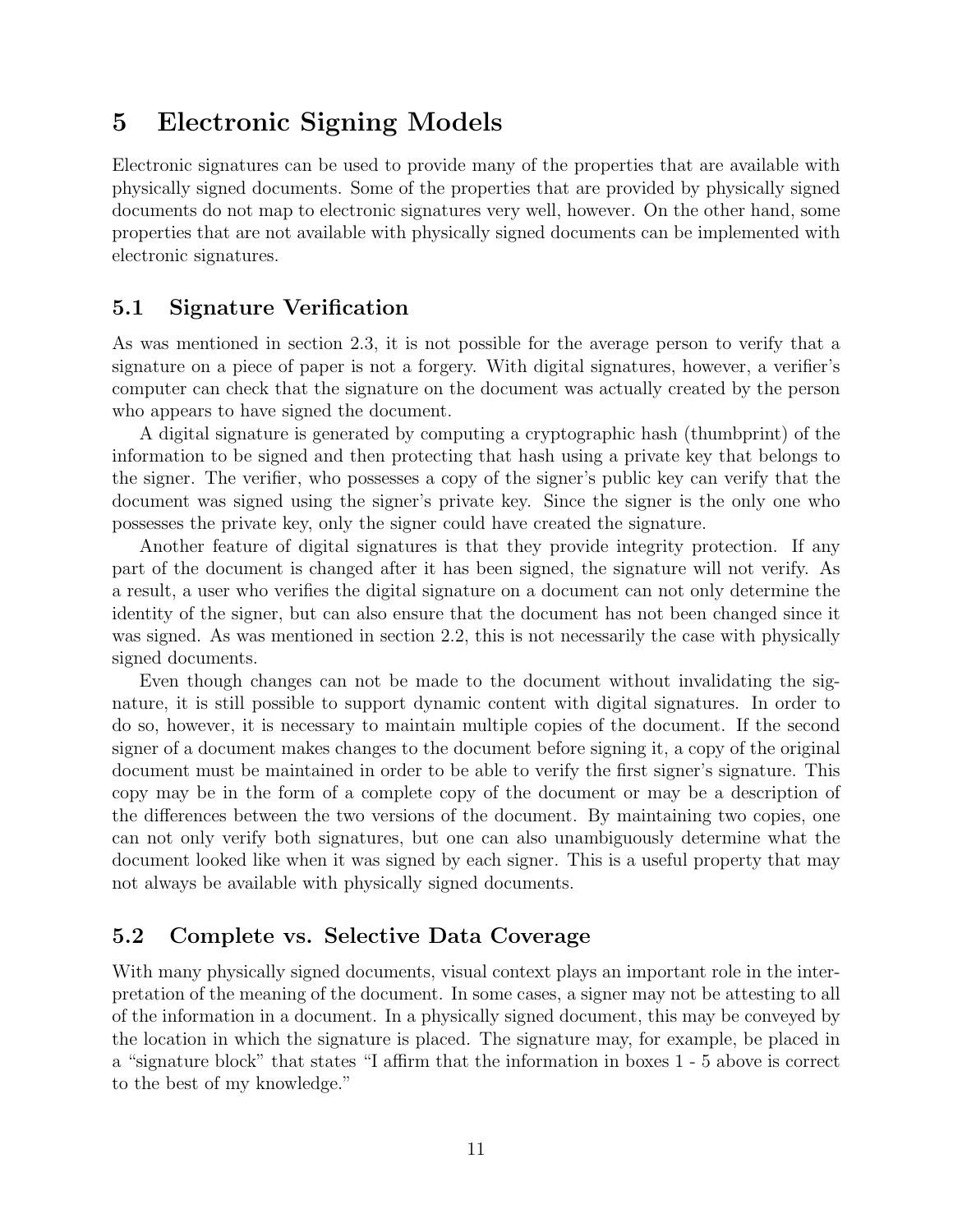# 5 Electronic Signing Models

Electronic signatures can be used to provide many of the properties that are available with physically signed documents. Some of the properties that are provided by physically signed documents do not map to electronic signatures very well, however. On the other hand, some properties that are not available with physically signed documents can be implemented with electronic signatures.

## 5.1 Signature Verification

As was mentioned in section 2.3, it is not possible for the average person to verify that a signature on a piece of paper is not a forgery. With digital signatures, however, a verifier's computer can check that the signature on the document was actually created by the person who appears to have signed the document.

A digital signature is generated by computing a cryptographic hash (thumbprint) of the information to be signed and then protecting that hash using a private key that belongs to the signer. The verifier, who possesses a copy of the signer's public key can verify that the document was signed using the signer's private key. Since the signer is the only one who possesses the private key, only the signer could have created the signature.

Another feature of digital signatures is that they provide integrity protection. If any part of the document is changed after it has been signed, the signature will not verify. As a result, a user who verifies the digital signature on a document can not only determine the identity of the signer, but can also ensure that the document has not been changed since it was signed. As was mentioned in section 2.2, this is not necessarily the case with physically signed documents.

Even though changes can not be made to the document without invalidating the signature, it is still possible to support dynamic content with digital signatures. In order to do so, however, it is necessary to maintain multiple copies of the document. If the second signer of a document makes changes to the document before signing it, a copy of the original document must be maintained in order to be able to verify the first signer's signature. This copy may be in the form of a complete copy of the document or may be a description of the differences between the two versions of the document. By maintaining two copies, one can not only verify both signatures, but one can also unambiguously determine what the document looked like when it was signed by each signer. This is a useful property that may not always be available with physically signed documents.

## 5.2 Complete vs. Selective Data Coverage

With many physically signed documents, visual context plays an important role in the interpretation of the meaning of the document. In some cases, a signer may not be attesting to all of the information in a document. In a physically signed document, this may be conveyed by the location in which the signature is placed. The signature may, for example, be placed in a "signature block" that states "I affirm that the information in boxes 1 - 5 above is correct to the best of my knowledge."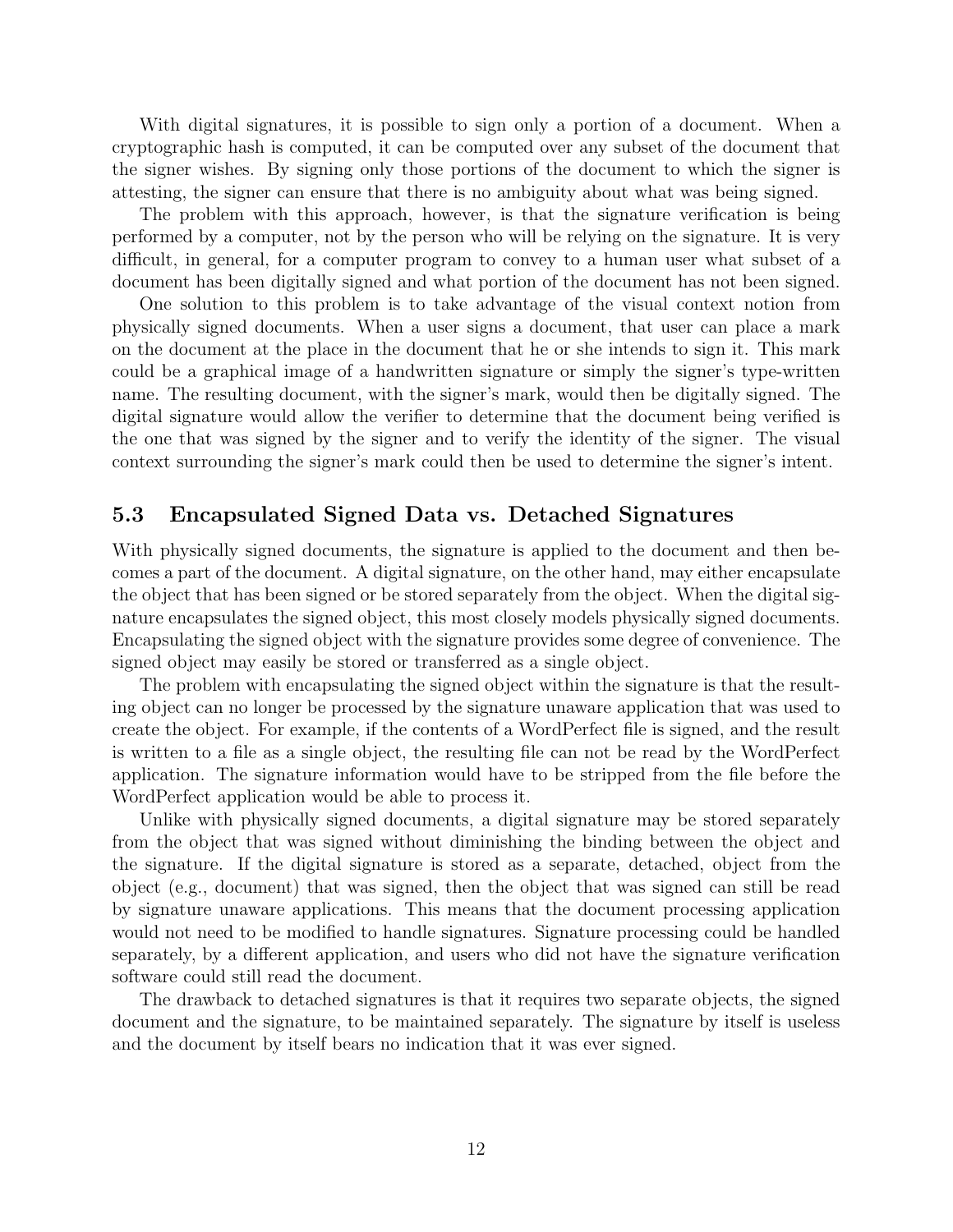With digital signatures, it is possible to sign only a portion of a document. When a cryptographic hash is computed, it can be computed over any subset of the document that the signer wishes. By signing only those portions of the document to which the signer is attesting, the signer can ensure that there is no ambiguity about what was being signed.

The problem with this approach, however, is that the signature verification is being performed by a computer, not by the person who will be relying on the signature. It is very difficult, in general, for a computer program to convey to a human user what subset of a document has been digitally signed and what portion of the document has not been signed.

One solution to this problem is to take advantage of the visual context notion from physically signed documents. When a user signs a document, that user can place a mark on the document at the place in the document that he or she intends to sign it. This mark could be a graphical image of a handwritten signature or simply the signer's type-written name. The resulting document, with the signer's mark, would then be digitally signed. The digital signature would allow the verifier to determine that the document being verified is the one that was signed by the signer and to verify the identity of the signer. The visual context surrounding the signer's mark could then be used to determine the signer's intent.

## 5.3 Encapsulated Signed Data vs. Detached Signatures

With physically signed documents, the signature is applied to the document and then becomes a part of the document. A digital signature, on the other hand, may either encapsulate the object that has been signed or be stored separately from the object. When the digital signature encapsulates the signed object, this most closely models physically signed documents. Encapsulating the signed object with the signature provides some degree of convenience. The signed object may easily be stored or transferred as a single object.

The problem with encapsulating the signed object within the signature is that the resulting object can no longer be processed by the signature unaware application that was used to create the object. For example, if the contents of a WordPerfect file is signed, and the result is written to a file as a single object, the resulting file can not be read by the WordPerfect application. The signature information would have to be stripped from the file before the WordPerfect application would be able to process it.

Unlike with physically signed documents, a digital signature may be stored separately from the object that was signed without diminishing the binding between the object and the signature. If the digital signature is stored as a separate, detached, object from the object (e.g., document) that was signed, then the object that was signed can still be read by signature unaware applications. This means that the document processing application would not need to be modified to handle signatures. Signature processing could be handled separately, by a different application, and users who did not have the signature verification software could still read the document.

The drawback to detached signatures is that it requires two separate objects, the signed document and the signature, to be maintained separately. The signature by itself is useless and the document by itself bears no indication that it was ever signed.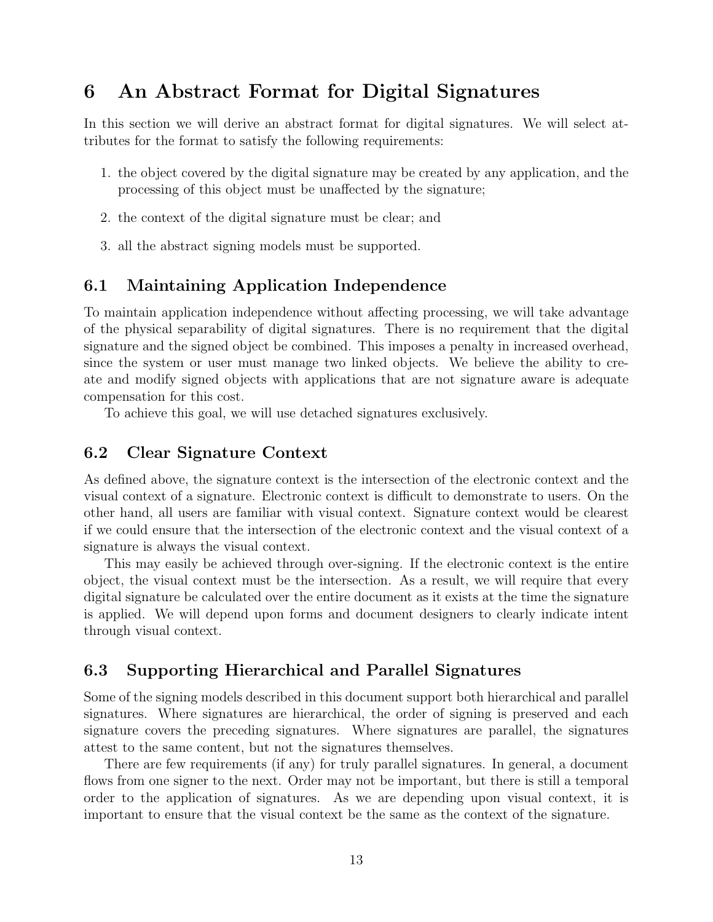# 6 An Abstract Format for Digital Signatures

In this section we will derive an abstract format for digital signatures. We will select attributes for the format to satisfy the following requirements:

1. the object covered by the digital signature may be created by any application, and the processing of this object must be unaffected by the signature;
2. the context of the digital signature must be clear; and
3. all the abstract signing models must be supported.

## 6.1 Maintaining Application Independence

To maintain application independence without affecting processing, we will take advantage of the physical separability of digital signatures. There is no requirement that the digital signature and the signed object be combined. This imposes a penalty in increased overhead, since the system or user must manage two linked objects. We believe the ability to create and modify signed objects with applications that are not signature aware is adequate compensation for this cost.

To achieve this goal, we will use detached signatures exclusively.

## 6.2 Clear Signature Context

As defined above, the signature context is the intersection of the electronic context and the visual context of a signature. Electronic context is difficult to demonstrate to users. On the other hand, all users are familiar with visual context. Signature context would be clearest if we could ensure that the intersection of the electronic context and the visual context of a signature is always the visual context.

This may easily be achieved through over-signing. If the electronic context is the entire object, the visual context must be the intersection. As a result, we will require that every digital signature be calculated over the entire document as it exists at the time the signature is applied. We will depend upon forms and document designers to clearly indicate intent through visual context.

## 6.3 Supporting Hierarchical and Parallel Signatures

Some of the signing models described in this document support both hierarchical and parallel signatures. Where signatures are hierarchical, the order of signing is preserved and each signature covers the preceding signatures. Where signatures are parallel, the signatures attest to the same content, but not the signatures themselves.

There are few requirements (if any) for truly parallel signatures. In general, a document flows from one signer to the next. Order may not be important, but there is still a temporal order to the application of signatures. As we are depending upon visual context, it is important to ensure that the visual context be the same as the context of the signature.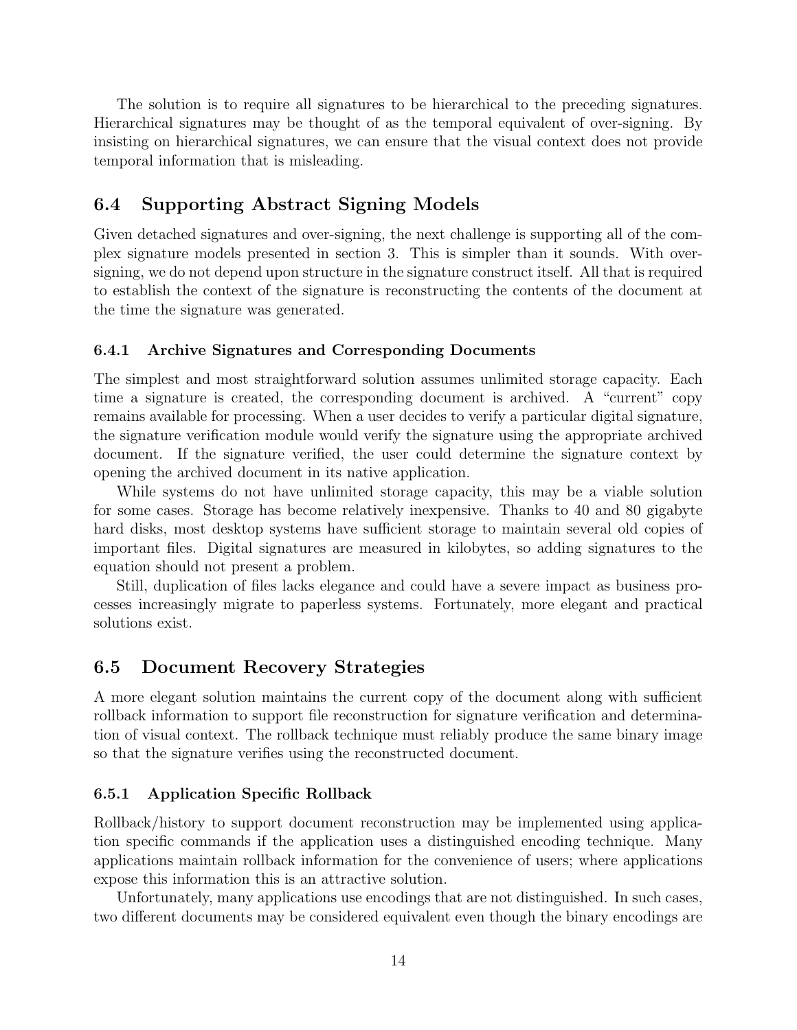The solution is to require all signatures to be hierarchical to the preceding signatures. Hierarchical signatures may be thought of as the temporal equivalent of over-signing. By insisting on hierarchical signatures, we can ensure that the visual context does not provide temporal information that is misleading.

## 6.4 Supporting Abstract Signing Models

Given detached signatures and over-signing, the next challenge is supporting all of the complex signature models presented in section 3. This is simpler than it sounds. With over-signing, we do not depend upon structure in the signature construct itself. All that is required to establish the context of the signature is reconstructing the contents of the document at the time the signature was generated.

### 6.4.1 Archive Signatures and Corresponding Documents

The simplest and most straightforward solution assumes unlimited storage capacity. Each time a signature is created, the corresponding document is archived. A "current" copy remains available for processing. When a user decides to verify a particular digital signature, the signature verification module would verify the signature using the appropriate archived document. If the signature verified, the user could determine the signature context by opening the archived document in its native application.

While systems do not have unlimited storage capacity, this may be a viable solution for some cases. Storage has become relatively inexpensive. Thanks to 40 and 80 gigabyte hard disks, most desktop systems have sufficient storage to maintain several old copies of important files. Digital signatures are measured in kilobytes, so adding signatures to the equation should not present a problem.

Still, duplication of files lacks elegance and could have a severe impact as business processes increasingly migrate to paperless systems. Fortunately, more elegant and practical solutions exist.

## 6.5 Document Recovery Strategies

A more elegant solution maintains the current copy of the document along with sufficient rollback information to support file reconstruction for signature verification and determination of visual context. The rollback technique must reliably produce the same binary image so that the signature verifies using the reconstructed document.

### 6.5.1 Application Specific Rollback

Rollback/history to support document reconstruction may be implemented using application specific commands if the application uses a distinguished encoding technique. Many applications maintain rollback information for the convenience of users; where applications expose this information this is an attractive solution.

Unfortunately, many applications use encodings that are not distinguished. In such cases, two different documents may be considered equivalent even though the binary encodings are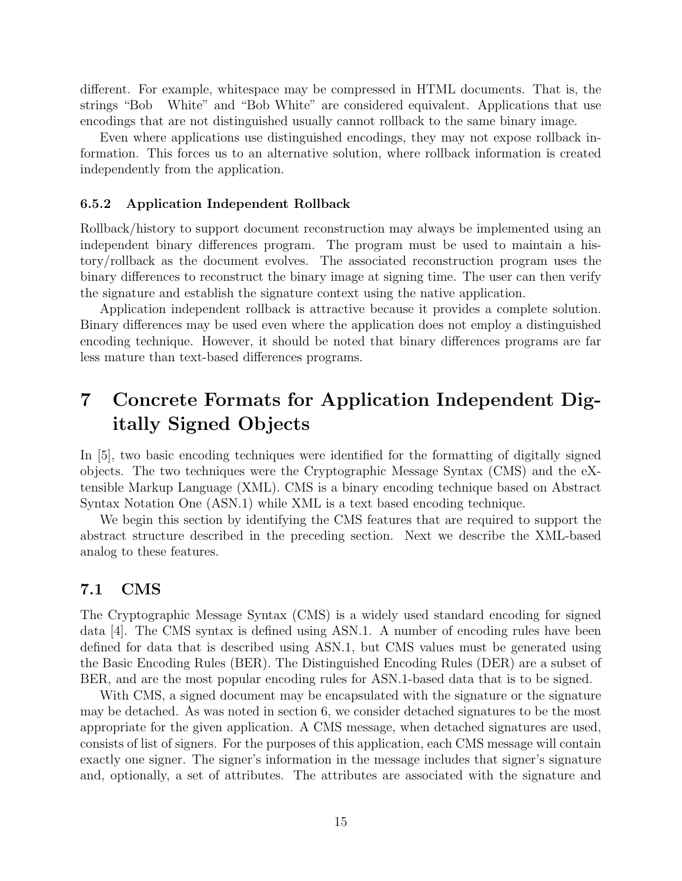different. For example, whitespace may be compressed in HTML documents. That is, the strings "Bob   White" and "Bob White" are considered equivalent. Applications that use encodings that are not distinguished usually cannot rollback to the same binary image.

Even where applications use distinguished encodings, they may not expose rollback information. This forces us to an alternative solution, where rollback information is created independently from the application.

### 6.5.2 Application Independent Rollback

Rollback/history to support document reconstruction may always be implemented using an independent binary differences program. The program must be used to maintain a history/rollback as the document evolves. The associated reconstruction program uses the binary differences to reconstruct the binary image at signing time. The user can then verify the signature and establish the signature context using the native application.

Application independent rollback is attractive because it provides a complete solution. Binary differences may be used even where the application does not employ a distinguished encoding technique. However, it should be noted that binary differences programs are far less mature than text-based differences programs.

# 7 Concrete Formats for Application Independent Digitally Signed Objects

In [5], two basic encoding techniques were identified for the formatting of digitally signed objects. The two techniques were the Cryptographic Message Syntax (CMS) and the eXtensible Markup Language (XML). CMS is a binary encoding technique based on Abstract Syntax Notation One (ASN.1) while XML is a text based encoding technique.

We begin this section by identifying the CMS features that are required to support the abstract structure described in the preceding section. Next we describe the XML-based analog to these features.

## 7.1 CMS

The Cryptographic Message Syntax (CMS) is a widely used standard encoding for signed data [4]. The CMS syntax is defined using ASN.1. A number of encoding rules have been defined for data that is described using ASN.1, but CMS values must be generated using the Basic Encoding Rules (BER). The Distinguished Encoding Rules (DER) are a subset of BER, and are the most popular encoding rules for ASN.1-based data that is to be signed.

With CMS, a signed document may be encapsulated with the signature or the signature may be detached. As was noted in section 6, we consider detached signatures to be the most appropriate for the given application. A CMS message, when detached signatures are used, consists of list of signers. For the purposes of this application, each CMS message will contain exactly one signer. The signer's information in the message includes that signer's signature and, optionally, a set of attributes. The attributes are associated with the signature and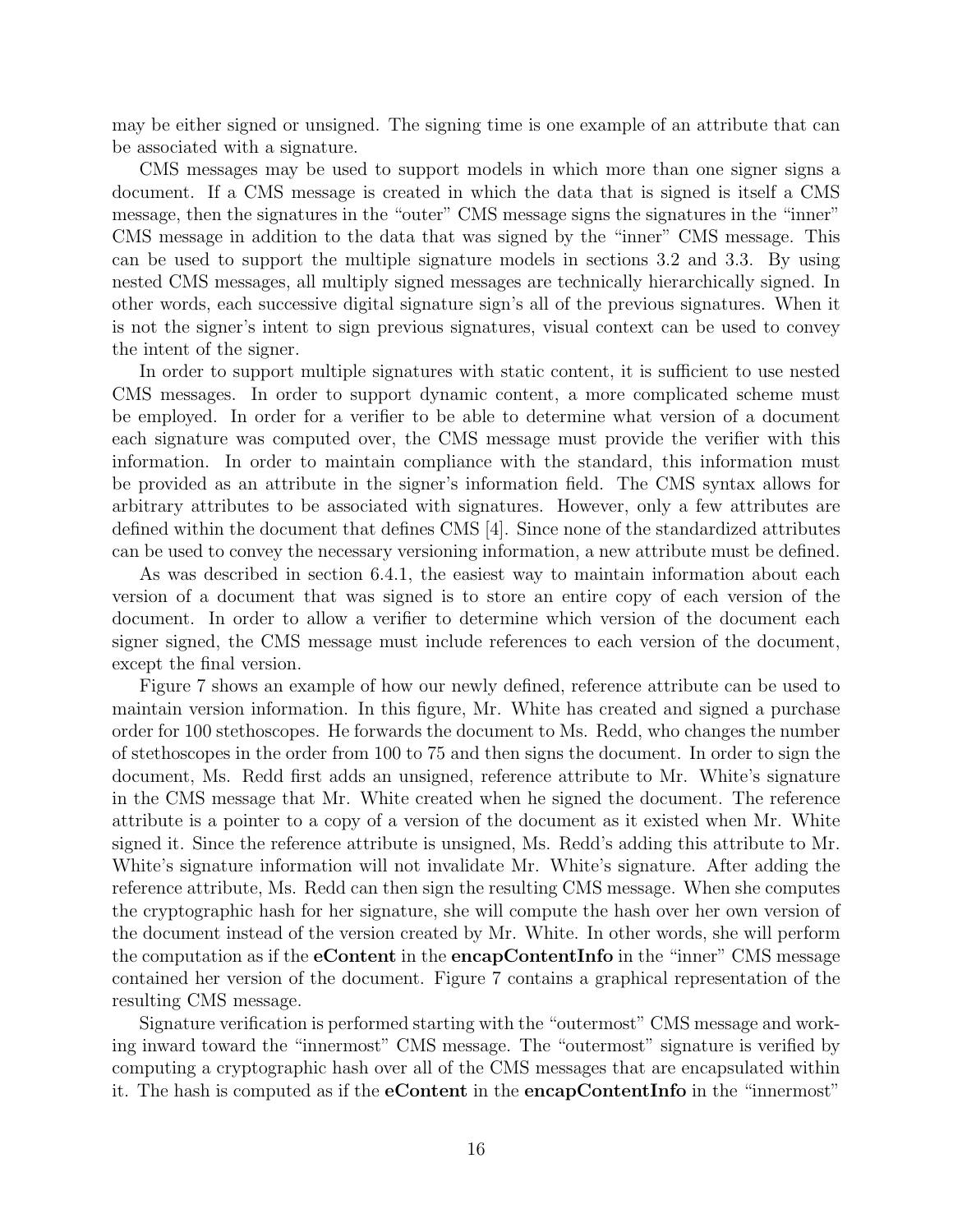may be either signed or unsigned. The signing time is one example of an attribute that can be associated with a signature.

CMS messages may be used to support models in which more than one signer signs a document. If a CMS message is created in which the data that is signed is itself a CMS message, then the signatures in the "outer" CMS message signs the signatures in the "inner" CMS message in addition to the data that was signed by the "inner" CMS message. This can be used to support the multiple signature models in sections 3.2 and 3.3. By using nested CMS messages, all multiply signed messages are technically hierarchically signed. In other words, each successive digital signature sign's all of the previous signatures. When it is not the signer's intent to sign previous signatures, visual context can be used to convey the intent of the signer.

In order to support multiple signatures with static content, it is sufficient to use nested CMS messages. In order to support dynamic content, a more complicated scheme must be employed. In order for a verifier to be able to determine what version of a document each signature was computed over, the CMS message must provide the verifier with this information. In order to maintain compliance with the standard, this information must be provided as an attribute in the signer's information field. The CMS syntax allows for arbitrary attributes to be associated with signatures. However, only a few attributes are defined within the document that defines CMS [4]. Since none of the standardized attributes can be used to convey the necessary versioning information, a new attribute must be defined.

As was described in section 6.4.1, the easiest way to maintain information about each version of a document that was signed is to store an entire copy of each version of the document. In order to allow a verifier to determine which version of the document each signer signed, the CMS message must include references to each version of the document, except the final version.

Figure 7 shows an example of how our newly defined, reference attribute can be used to maintain version information. In this figure, Mr. White has created and signed a purchase order for 100 stethoscopes. He forwards the document to Ms. Redd, who changes the number of stethoscopes in the order from 100 to 75 and then signs the document. In order to sign the document, Ms. Redd first adds an unsigned, reference attribute to Mr. White's signature in the CMS message that Mr. White created when he signed the document. The reference attribute is a pointer to a copy of a version of the document as it existed when Mr. White signed it. Since the reference attribute is unsigned, Ms. Redd's adding this attribute to Mr. White's signature information will not invalidate Mr. White's signature. After adding the reference attribute, Ms. Redd can then sign the resulting CMS message. When she computes the cryptographic hash for her signature, she will compute the hash over her own version of the document instead of the version created by Mr. White. In other words, she will perform the computation as if the **eContent** in the **encapContentInfo** in the "inner" CMS message contained her version of the document. Figure 7 contains a graphical representation of the resulting CMS message.

Signature verification is performed starting with the "outermost" CMS message and working inward toward the "innermost" CMS message. The "outermost" signature is verified by computing a cryptographic hash over all of the CMS messages that are encapsulated within it. The hash is computed as if the **eContent** in the **encapContentInfo** in the "innermost"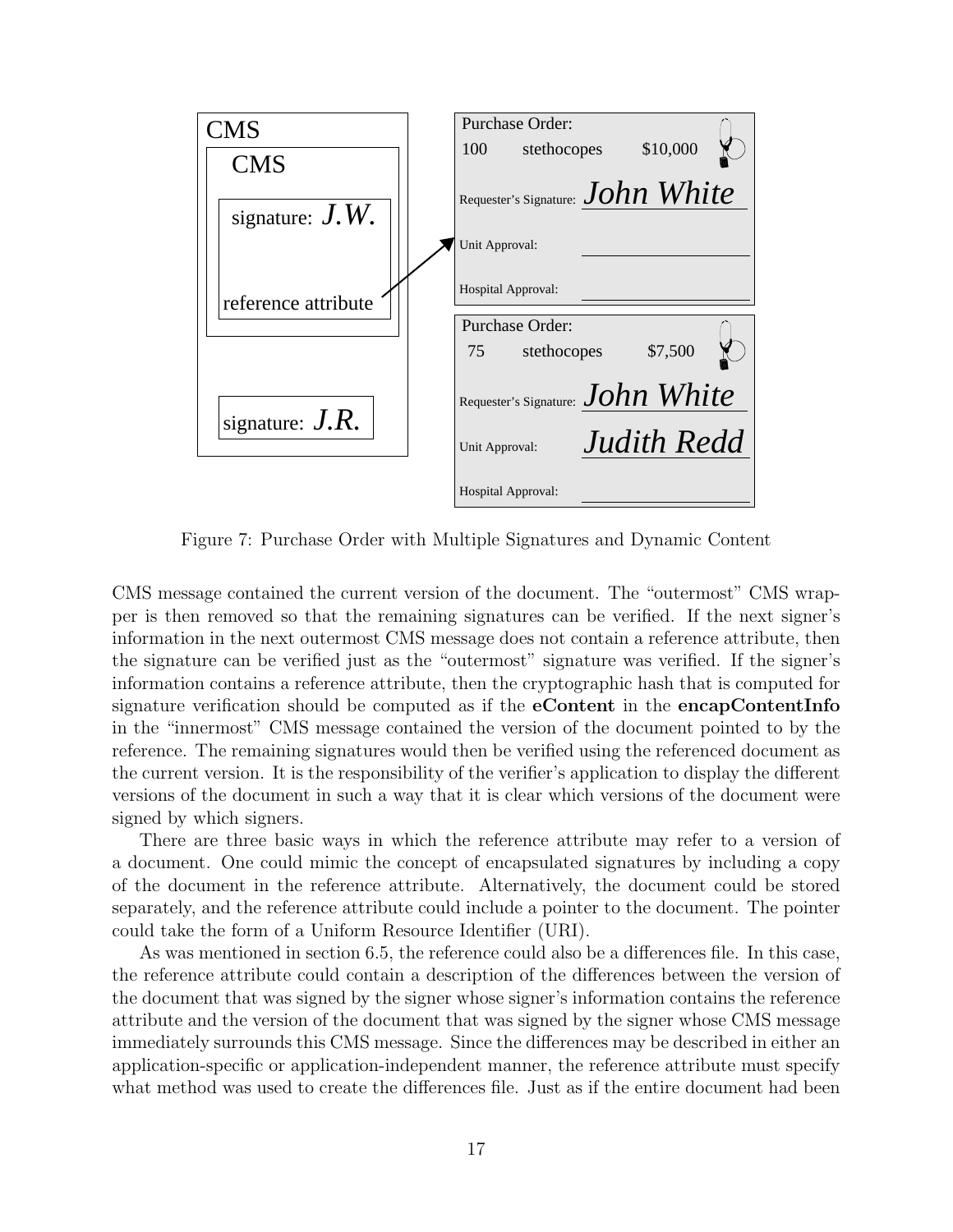Figure 7: Purchase Order with Multiple Signatures and Dynamic Content

CMS message contained the current version of the document. The "outermost" CMS wrapper is then removed so that the remaining signatures can be verified. If the next signer's information in the next outermost CMS message does not contain a reference attribute, then the signature can be verified just as the "outermost" signature was verified. If the signer's information contains a reference attribute, then the cryptographic hash that is computed for signature verification should be computed as if the **eContent** in the **encapContentInfo** in the "innermost" CMS message contained the version of the document pointed to by the reference. The remaining signatures would then be verified using the referenced document as the current version. It is the responsibility of the verifier's application to display the different versions of the document in such a way that it is clear which versions of the document were signed by which signers.

There are three basic ways in which the reference attribute may refer to a version of a document. One could mimic the concept of encapsulated signatures by including a copy of the document in the reference attribute. Alternatively, the document could be stored separately, and the reference attribute could include a pointer to the document. The pointer could take the form of a Uniform Resource Identifier (URI).

As was mentioned in section 6.5, the reference could also be a differences file. In this case, the reference attribute could contain a description of the differences between the version of the document that was signed by the signer whose signer's information contains the reference attribute and the version of the document that was signed by the signer whose CMS message immediately surrounds this CMS message. Since the differences may be described in either an application-specific or application-independent manner, the reference attribute must specify what method was used to create the differences file. Just as if the entire document had been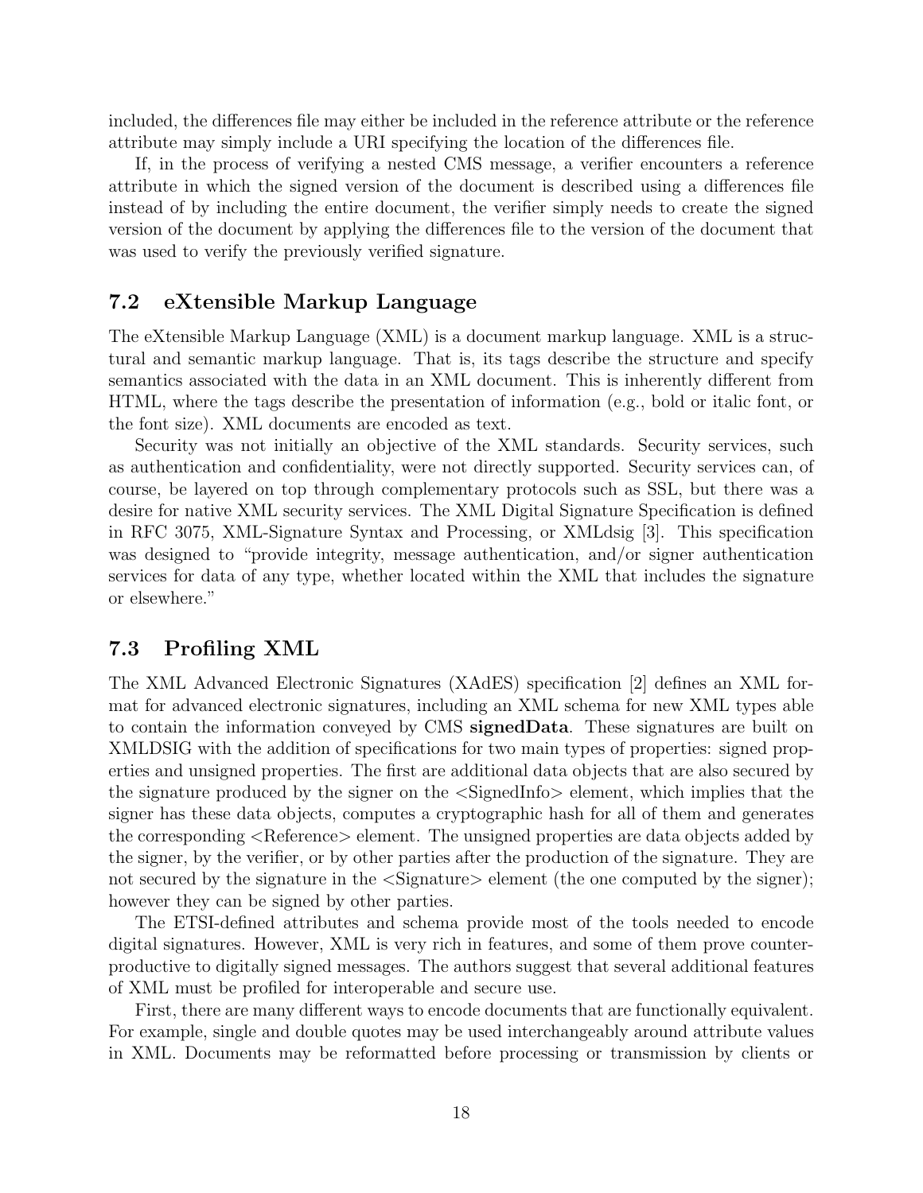included, the differences file may either be included in the reference attribute or the reference attribute may simply include a URI specifying the location of the differences file.

If, in the process of verifying a nested CMS message, a verifier encounters a reference attribute in which the signed version of the document is described using a differences file instead of by including the entire document, the verifier simply needs to create the signed version of the document by applying the differences file to the version of the document that was used to verify the previously verified signature.

## 7.2 eXtensible Markup Language

The eXtensible Markup Language (XML) is a document markup language. XML is a structural and semantic markup language. That is, its tags describe the structure and specify semantics associated with the data in an XML document. This is inherently different from HTML, where the tags describe the presentation of information (e.g., bold or italic font, or the font size). XML documents are encoded as text.

Security was not initially an objective of the XML standards. Security services, such as authentication and confidentiality, were not directly supported. Security services can, of course, be layered on top through complementary protocols such as SSL, but there was a desire for native XML security services. The XML Digital Signature Specification is defined in RFC 3075, XML-Signature Syntax and Processing, or XMLdsig [3]. This specification was designed to "provide integrity, message authentication, and/or signer authentication services for data of any type, whether located within the XML that includes the signature or elsewhere."

## 7.3 Profiling XML

The XML Advanced Electronic Signatures (XAdES) specification [2] defines an XML format for advanced electronic signatures, including an XML schema for new XML types able to contain the information conveyed by CMS **signedData**. These signatures are built on XMLDSIG with the addition of specifications for two main types of properties: signed properties and unsigned properties. The first are additional data objects that are also secured by the signature produced by the signer on the <SignedInfo> element, which implies that the signer has these data objects, computes a cryptographic hash for all of them and generates the corresponding <Reference> element. The unsigned properties are data objects added by the signer, by the verifier, or by other parties after the production of the signature. They are not secured by the signature in the <Signature> element (the one computed by the signer); however they can be signed by other parties.

The ETSI-defined attributes and schema provide most of the tools needed to encode digital signatures. However, XML is very rich in features, and some of them prove counterproductive to digitally signed messages. The authors suggest that several additional features of XML must be profiled for interoperable and secure use.

First, there are many different ways to encode documents that are functionally equivalent. For example, single and double quotes may be used interchangeably around attribute values in XML. Documents may be reformatted before processing or transmission by clients or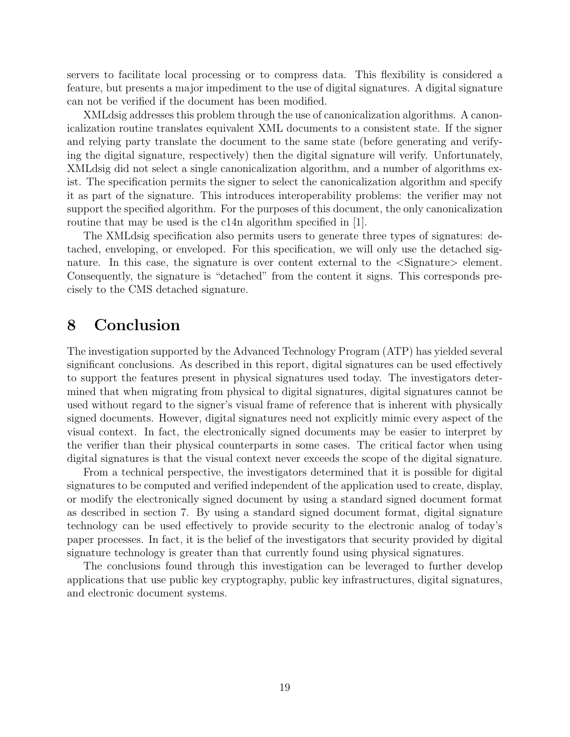servers to facilitate local processing or to compress data. This flexibility is considered a feature, but presents a major impediment to the use of digital signatures. A digital signature can not be verified if the document has been modified.

XMLdsig addresses this problem through the use of canonicalization algorithms. A canonicalization routine translates equivalent XML documents to a consistent state. If the signer and relying party translate the document to the same state (before generating and verifying the digital signature, respectively) then the digital signature will verify. Unfortunately, XMLdsig did not select a single canonicalization algorithm, and a number of algorithms exist. The specification permits the signer to select the canonicalization algorithm and specify it as part of the signature. This introduces interoperability problems: the verifier may not support the specified algorithm. For the purposes of this document, the only canonicalization routine that may be used is the c14n algorithm specified in [1].

The XMLdsig specification also permits users to generate three types of signatures: detached, enveloping, or enveloped. For this specification, we will only use the detached signature. In this case, the signature is over content external to the <Signature> element. Consequently, the signature is "detached" from the content it signs. This corresponds precisely to the CMS detached signature.

# 8 Conclusion

The investigation supported by the Advanced Technology Program (ATP) has yielded several significant conclusions. As described in this report, digital signatures can be used effectively to support the features present in physical signatures used today. The investigators determined that when migrating from physical to digital signatures, digital signatures cannot be used without regard to the signer's visual frame of reference that is inherent with physically signed documents. However, digital signatures need not explicitly mimic every aspect of the visual context. In fact, the electronically signed documents may be easier to interpret by the verifier than their physical counterparts in some cases. The critical factor when using digital signatures is that the visual context never exceeds the scope of the digital signature.

From a technical perspective, the investigators determined that it is possible for digital signatures to be computed and verified independent of the application used to create, display, or modify the electronically signed document by using a standard signed document format as described in section 7. By using a standard signed document format, digital signature technology can be used effectively to provide security to the electronic analog of today's paper processes. In fact, it is the belief of the investigators that security provided by digital signature technology is greater than that currently found using physical signatures.

The conclusions found through this investigation can be leveraged to further develop applications that use public key cryptography, public key infrastructures, digital signatures, and electronic document systems.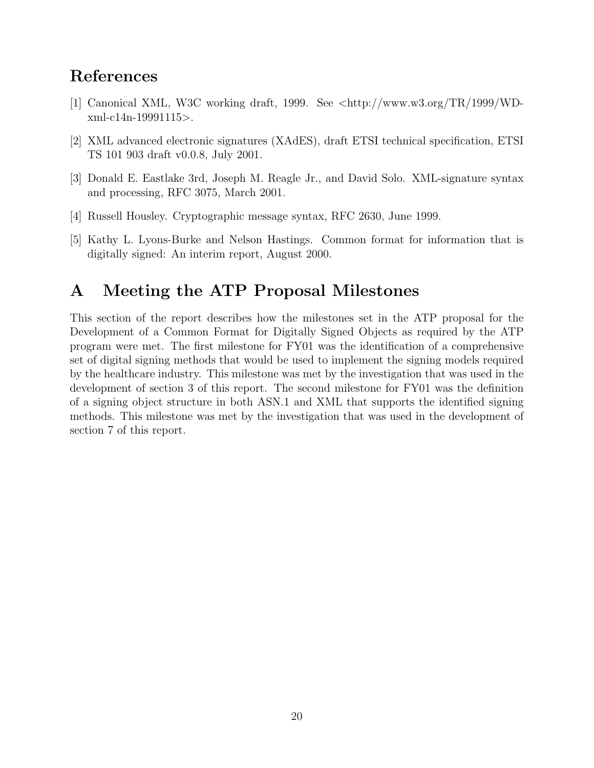## References

[1] Canonical XML, W3C working draft, 1999. See <http://www.w3.org/TR/1999/WD-xml-c14n-19991115>.

[2] XML advanced electronic signatures (XAdES), draft ETSI technical specification, ETSI TS 101 903 draft v0.0.8, July 2001.

[3] Donald E. Eastlake 3rd, Joseph M. Reagle Jr., and David Solo. XML-signature syntax and processing, RFC 3075, March 2001.

[4] Russell Housley. Cryptographic message syntax, RFC 2630, June 1999.

[5] Kathy L. Lyons-Burke and Nelson Hastings. Common format for information that is digitally signed: An interim report, August 2000.

## A Meeting the ATP Proposal Milestones

This section of the report describes how the milestones set in the ATP proposal for the Development of a Common Format for Digitally Signed Objects as required by the ATP program were met. The first milestone for FY01 was the identification of a comprehensive set of digital signing methods that would be used to implement the signing models required by the healthcare industry. This milestone was met by the investigation that was used in the development of section 3 of this report. The second milestone for FY01 was the definition of a signing object structure in both ASN.1 and XML that supports the identified signing methods. This milestone was met by the investigation that was used in the development of section 7 of this report.